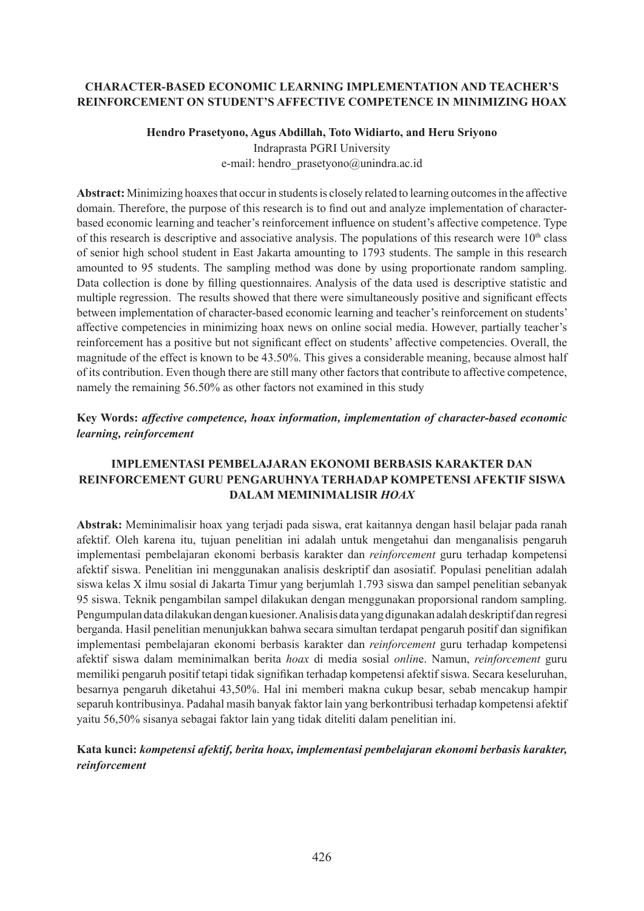# CHARACTER-BASED ECONOMIC LEARNING IMPLEMENTATION AND TEACHER'S REINFORCEMENT ON STUDENT'S AFFECTIVE COMPETENCE IN MINIMIZING HOAX

**Hendro Prasetyono, Agus Abdillah, Toto Widiarto, and Heru Sriyono**
Indraprasta PGRI University
e-mail: hendro_prasetyono@unindra.ac.id

**Abstract:** Minimizing hoaxes that occur in students is closely related to learning outcomes in the affective domain. Therefore, the purpose of this research is to find out and analyze implementation of character-based economic learning and teacher's reinforcement influence on student's affective competence. Type of this research is descriptive and associative analysis. The populations of this research were $10^{th}$ class of senior high school student in East Jakarta amounting to 1793 students. The sample in this research amounted to 95 students. The sampling method was done by using proportionate random sampling. Data collection is done by filling questionnaires. Analysis of the data used is descriptive statistic and multiple regression. The results showed that there were simultaneously positive and significant effects between implementation of character-based economic learning and teacher's reinforcement on students' affective competencies in minimizing hoax news on online social media. However, partially teacher's reinforcement has a positive but not significant effect on students' affective competencies. Overall, the magnitude of the effect is known to be 43.50%. This gives a considerable meaning, because almost half of its contribution. Even though there are still many other factors that contribute to affective competence, namely the remaining 56.50% as other factors not examined in this study

**Key Words:** ***affective competence, hoax information, implementation of character-based economic learning, reinforcement***

# IMPLEMENTASI PEMBELAJARAN EKONOMI BERBASIS KARAKTER DAN REINFORCEMENT GURU PENGARUHNYA TERHADAP KOMPETENSI AFEKTIF SISWA DALAM MEMINIMALISIR *HOAX*

**Abstrak:** Meminimalisir hoax yang terjadi pada siswa, erat kaitannya dengan hasil belajar pada ranah afektif. Oleh karena itu, tujuan penelitian ini adalah untuk mengetahui dan menganalisis pengaruh implementasi pembelajaran ekonomi berbasis karakter dan *reinforcement* guru terhadap kompetensi afektif siswa. Penelitian ini menggunakan analisis deskriptif dan asosiatif. Populasi penelitian adalah siswa kelas X ilmu sosial di Jakarta Timur yang berjumlah 1.793 siswa dan sampel penelitian sebanyak 95 siswa. Teknik pengambilan sampel dilakukan dengan menggunakan proporsional random sampling. Pengumpulan data dilakukan dengan kuesioner. Analisis data yang digunakan adalah deskriptif dan regresi berganda. Hasil penelitian menunjukkan bahwa secara simultan terdapat pengaruh positif dan signifikan implementasi pembelajaran ekonomi berbasis karakter dan *reinforcement* guru terhadap kompetensi afektif siswa dalam meminimalkan berita *hoax* di media sosial *online*. Namun, *reinforcement* guru memiliki pengaruh positif tetapi tidak signifikan terhadap kompetensi afektif siswa. Secara keseluruhan, besarnya pengaruh diketahui 43,50%. Hal ini memberi makna cukup besar, sebab mencakup hampir separuh kontribusinya. Padahal masih banyak faktor lain yang berkontribusi terhadap kompetensi afektif yaitu 56,50% sisanya sebagai faktor lain yang tidak diteliti dalam penelitian ini.

**Kata kunci:** ***kompetensi afektif, berita hoax, implementasi pembelajaran ekonomi berbasis karakter, reinforcement***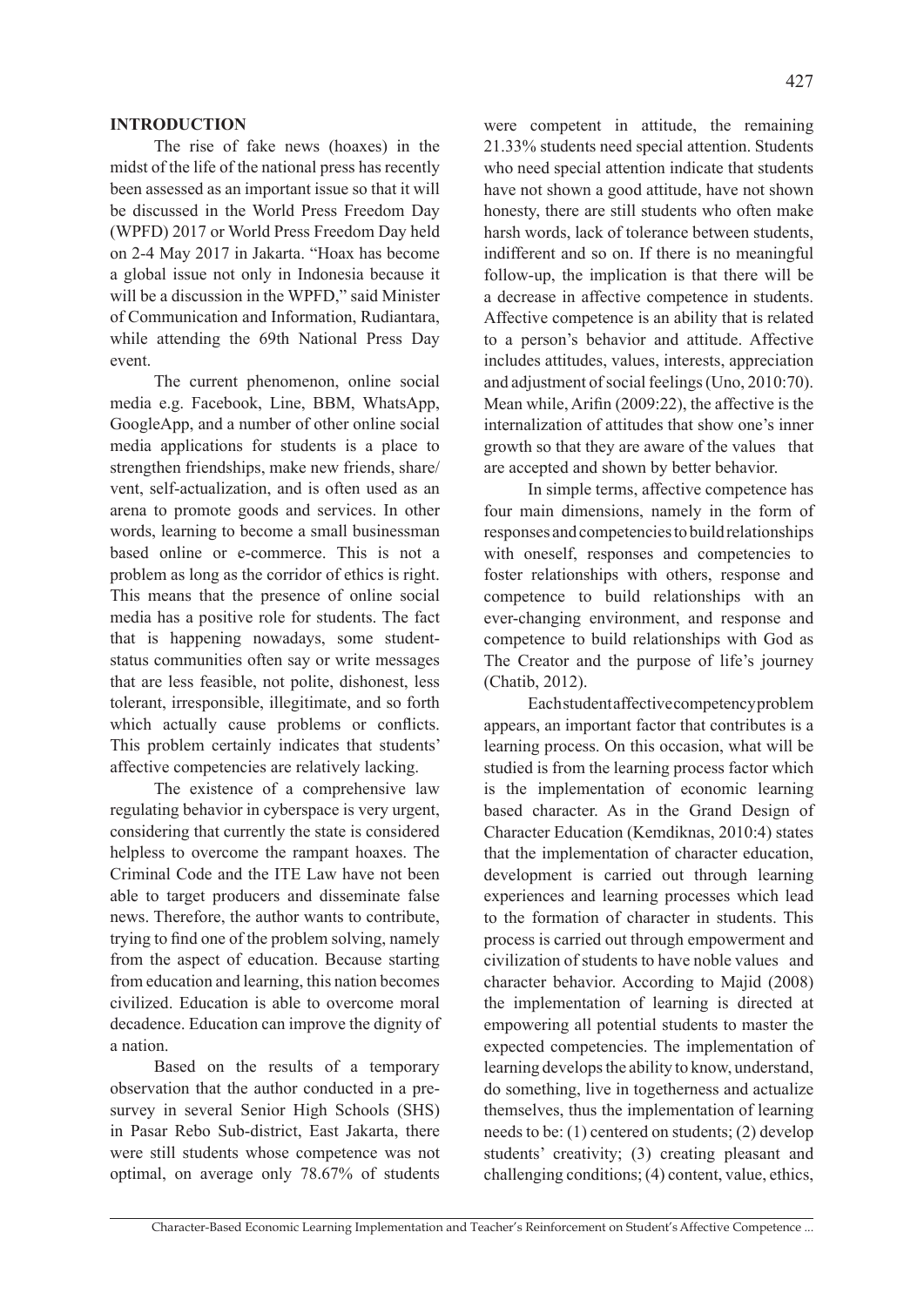## INTRODUCTION

The rise of fake news (hoaxes) in the midst of the life of the national press has recently been assessed as an important issue so that it will be discussed in the World Press Freedom Day (WPFD) 2017 or World Press Freedom Day held on 2-4 May 2017 in Jakarta. "Hoax has become a global issue not only in Indonesia because it will be a discussion in the WPFD," said Minister of Communication and Information, Rudiantara, while attending the 69th National Press Day event.

The current phenomenon, online social media e.g. Facebook, Line, BBM, WhatsApp, GoogleApp, and a number of other online social media applications for students is a place to strengthen friendships, make new friends, share/vent, self-actualization, and is often used as an arena to promote goods and services. In other words, learning to become a small businessman based online or e-commerce. This is not a problem as long as the corridor of ethics is right. This means that the presence of online social media has a positive role for students. The fact that is happening nowadays, some student-status communities often say or write messages that are less feasible, not polite, dishonest, less tolerant, irresponsible, illegitimate, and so forth which actually cause problems or conflicts. This problem certainly indicates that students' affective competencies are relatively lacking.

The existence of a comprehensive law regulating behavior in cyberspace is very urgent, considering that currently the state is considered helpless to overcome the rampant hoaxes. The Criminal Code and the ITE Law have not been able to target producers and disseminate false news. Therefore, the author wants to contribute, trying to find one of the problem solving, namely from the aspect of education. Because starting from education and learning, this nation becomes civilized. Education is able to overcome moral decadence. Education can improve the dignity of a nation.

Based on the results of a temporary observation that the author conducted in a pre-survey in several Senior High Schools (SHS) in Pasar Rebo Sub-district, East Jakarta, there were still students whose competence was not optimal, on average only 78.67% of students were competent in attitude, the remaining 21.33% students need special attention. Students who need special attention indicate that students have not shown a good attitude, have not shown honesty, there are still students who often make harsh words, lack of tolerance between students, indifferent and so on. If there is no meaningful follow-up, the implication is that there will be a decrease in affective competence in students. Affective competence is an ability that is related to a person's behavior and attitude. Affective includes attitudes, values, interests, appreciation and adjustment of social feelings (Uno, 2010:70). Mean while, Arifin (2009:22), the affective is the internalization of attitudes that show one's inner growth so that they are aware of the values that are accepted and shown by better behavior.

In simple terms, affective competence has four main dimensions, namely in the form of responses and competencies to build relationships with oneself, responses and competencies to foster relationships with others, response and competence to build relationships with an ever-changing environment, and response and competence to build relationships with God as The Creator and the purpose of life's journey (Chatib, 2012).

Each student affective competency problem appears, an important factor that contributes is a learning process. On this occasion, what will be studied is from the learning process factor which is the implementation of economic learning based character. As in the Grand Design of Character Education (Kemdiknas, 2010:4) states that the implementation of character education, development is carried out through learning experiences and learning processes which lead to the formation of character in students. This process is carried out through empowerment and civilization of students to have noble values and character behavior. According to Majid (2008) the implementation of learning is directed at empowering all potential students to master the expected competencies. The implementation of learning develops the ability to know, understand, do something, live in togetherness and actualize themselves, thus the implementation of learning needs to be: (1) centered on students; (2) develop students' creativity; (3) creating pleasant and challenging conditions; (4) content, value, ethics,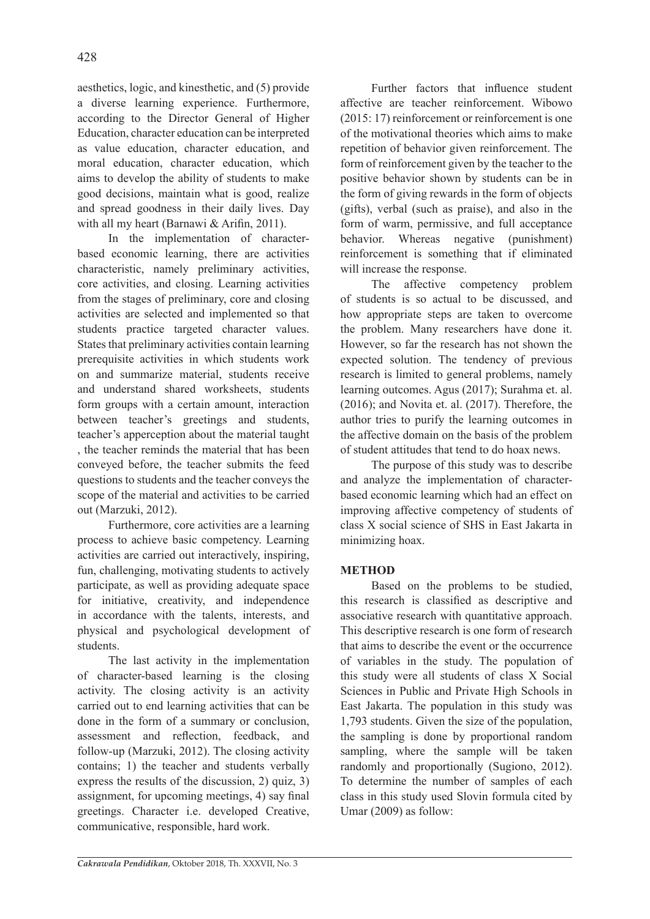aesthetics, logic, and kinesthetic, and (5) provide a diverse learning experience. Furthermore, according to the Director General of Higher Education, character education can be interpreted as value education, character education, and moral education, character education, which aims to develop the ability of students to make good decisions, maintain what is good, realize and spread goodness in their daily lives. Day with all my heart (Barnawi & Arifin, 2011).

In the implementation of character-based economic learning, there are activities characteristic, namely preliminary activities, core activities, and closing. Learning activities from the stages of preliminary, core and closing activities are selected and implemented so that students practice targeted character values. States that preliminary activities contain learning prerequisite activities in which students work on and summarize material, students receive and understand shared worksheets, students form groups with a certain amount, interaction between teacher's greetings and students, teacher's apperception about the material taught , the teacher reminds the material that has been conveyed before, the teacher submits the feed questions to students and the teacher conveys the scope of the material and activities to be carried out (Marzuki, 2012).

Furthermore, core activities are a learning process to achieve basic competency. Learning activities are carried out interactively, inspiring, fun, challenging, motivating students to actively participate, as well as providing adequate space for initiative, creativity, and independence in accordance with the talents, interests, and physical and psychological development of students.

The last activity in the implementation of character-based learning is the closing activity. The closing activity is an activity carried out to end learning activities that can be done in the form of a summary or conclusion, assessment and reflection, feedback, and follow-up (Marzuki, 2012). The closing activity contains; 1) the teacher and students verbally express the results of the discussion, 2) quiz, 3) assignment, for upcoming meetings, 4) say final greetings. Character i.e. developed Creative, communicative, responsible, hard work.

Further factors that influence student affective are teacher reinforcement. Wibowo (2015: 17) reinforcement or reinforcement is one of the motivational theories which aims to make repetition of behavior given reinforcement. The form of reinforcement given by the teacher to the positive behavior shown by students can be in the form of giving rewards in the form of objects (gifts), verbal (such as praise), and also in the form of warm, permissive, and full acceptance behavior. Whereas negative (punishment) reinforcement is something that if eliminated will increase the response.

The affective competency problem of students is so actual to be discussed, and how appropriate steps are taken to overcome the problem. Many researchers have done it. However, so far the research has not shown the expected solution. The tendency of previous research is limited to general problems, namely learning outcomes. Agus (2017); Surahma et. al. (2016); and Novita et. al. (2017). Therefore, the author tries to purify the learning outcomes in the affective domain on the basis of the problem of student attitudes that tend to do hoax news.

The purpose of this study was to describe and analyze the implementation of character-based economic learning which had an effect on improving affective competency of students of class X social science of SHS in East Jakarta in minimizing hoax.

## METHOD

Based on the problems to be studied, this research is classified as descriptive and associative research with quantitative approach. This descriptive research is one form of research that aims to describe the event or the occurrence of variables in the study. The population of this study were all students of class X Social Sciences in Public and Private High Schools in East Jakarta. The population in this study was 1,793 students. Given the size of the population, the sampling is done by proportional random sampling, where the sample will be taken randomly and proportionally (Sugiono, 2012). To determine the number of samples of each class in this study used Slovin formula cited by Umar (2009) as follow: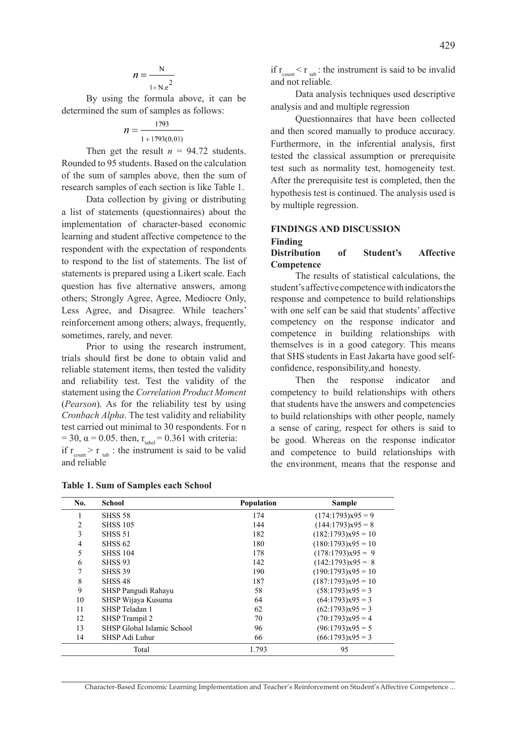$$n = \frac{N}{1 + N.e^2}$$

By using the formula above, it can be determined the sum of samples as follows:

$$n = \frac{1793}{1 + 1793(0,01)}$$

Then get the result $n$ = 94.72 students. Rounded to 95 students. Based on the calculation of the sum of samples above, then the sum of research samples of each section is like Table 1.

Data collection by giving or distributing a list of statements (questionnaires) about the implementation of character-based economic learning and student affective competence to the respondent with the expectation of respondents to respond to the list of statements. The list of statements is prepared using a Likert scale. Each question has five alternative answers, among others; Strongly Agree, Agree, Mediocre Only, Less Agree, and Disagree. While teachers' reinforcement among others; always, frequently, sometimes, rarely, and never.

Prior to using the research instrument, trials should first be done to obtain valid and reliable statement items, then tested the validity and reliability test. Test the validity of the statement using the *Correlation Product Moment* (*Pearson*). As for the reliability test by using *Cronbach Alpha*. The test validity and reliability test carried out minimal to 30 respondents. For n = 30, $\alpha$ = 0.05. then, $r_{tabel}$ = 0.361 with criteria:

if $r_{count} > r_{tab}$ : the instrument is said to be valid and reliable

if $r_{count} < r_{tab}$ : the instrument is said to be invalid and not reliable.

Data analysis techniques used descriptive analysis and and multiple regression

Questionnaires that have been collected and then scored manually to produce accuracy. Furthermore, in the inferential analysis, first tested the classical assumption or prerequisite test such as normality test, homogeneity test. After the prerequisite test is completed, then the hypothesis test is continued. The analysis used is by multiple regression.

## FINDINGS AND DISCUSSION

### Finding

### Distribution of Student's Affective Competence

The results of statistical calculations, the student's affective competence with indicators the response and competence to build relationships with one self can be said that students' affective competency on the response indicator and competence in building relationships with themselves is in a good category. This means that SHS students in East Jakarta have good self-confidence, responsibility,and honesty.

Then the response indicator and competency to build relationships with others that students have the answers and competencies to build relationships with other people, namely a sense of caring, respect for others is said to be good. Whereas on the response indicator and competence to build relationships with the environment, means that the response and

**Table 1. Sum of Samples each School**

| No. | School | Population | Sample |
|---|---|---|---|
| 1 | SHSS 58 | 174 | (174:1793)x95 = 9 |
| 2 | SHSS 105 | 144 | (144:1793)x95 = 8 |
| 3 | SHSS 51 | 182 | (182:1793)x95 = 10 |
| 4 | SHSS 62 | 180 | (180:1793)x95 = 10 |
| 5 | SHSS 104 | 178 | (178:1793)x95 = 9 |
| 6 | SHSS 93 | 142 | (142:1793)x95 = 8 |
| 7 | SHSS 39 | 190 | (190:1793)x95 = 10 |
| 8 | SHSS 48 | 187 | (187:1793)x95 = 10 |
| 9 | SHSP Pangudi Rahayu | 58 | (58:1793)x95 = 3 |
| 10 | SHSP Wijaya Kusuma | 64 | (64:1793)x95 = 3 |
| 11 | SHSP Teladan 1 | 62 | (62:1793)x95 = 3 |
| 12 | SHSP Trampil 2 | 70 | (70:1793)x95 = 4 |
| 13 | SHSP Global Islamic School | 96 | (96:1793)x95 = 5 |
| 14 | SHSP Adi Luhur | 66 | (66:1793)x95 = 3 |
| | Total | 1.793 | 95 |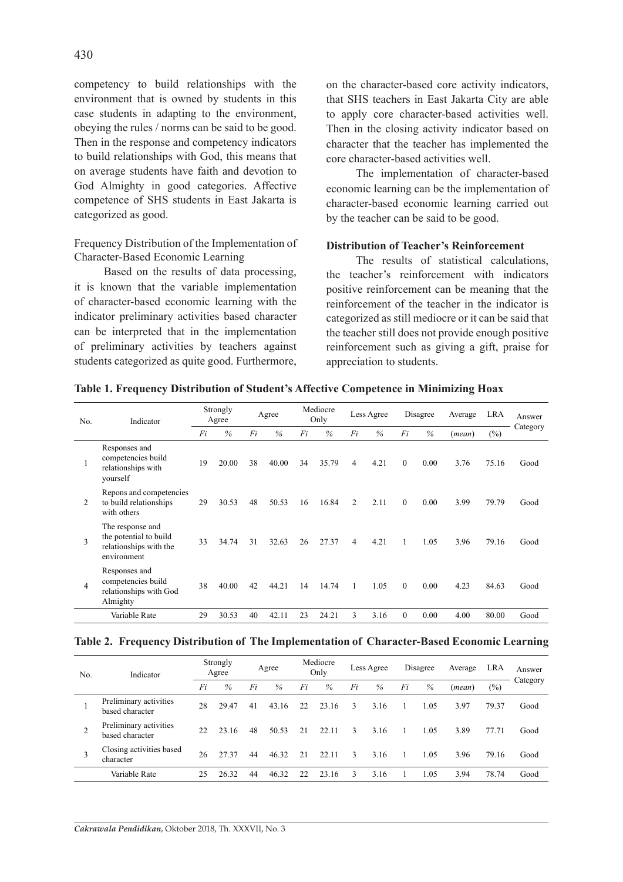competency to build relationships with the environment that is owned by students in this case students in adapting to the environment, obeying the rules / norms can be said to be good. Then in the response and competency indicators to build relationships with God, this means that on average students have faith and devotion to God Almighty in good categories. Affective competence of SHS students in East Jakarta is categorized as good.

Frequency Distribution of the Implementation of Character-Based Economic Learning

Based on the results of data processing, it is known that the variable implementation of character-based economic learning with the indicator preliminary activities based character can be interpreted that in the implementation of preliminary activities by teachers against students categorized as quite good. Furthermore, on the character-based core activity indicators, that SHS teachers in East Jakarta City are able to apply core character-based activities well. Then in the closing activity indicator based on character that the teacher has implemented the core character-based activities well.

The implementation of character-based economic learning can be the implementation of character-based economic learning carried out by the teacher can be said to be good.

**Distribution of Teacher's Reinforcement**

The results of statistical calculations, the teacher's reinforcement with indicators positive reinforcement can be meaning that the reinforcement of the teacher in the indicator is categorized as still mediocre or it can be said that the teacher still does not provide enough positive reinforcement such as giving a gift, praise for appreciation to students.

**Table 1. Frequency Distribution of Student's Affective Competence in Minimizing Hoax**

| No. | Indicator | Strongly Agree | | Agree | | Mediocre Only | | Less Agree | | Disagree | | Average | LRA | Answer Category |
|---|---|---|---|---|---|---|---|---|---|---|---|---|---|---|
| | | *Fi* | *%* | *Fi* | *%* | *Fi* | *%* | *Fi* | *%* | *Fi* | *%* | (*mean*) | (%) | |
| 1 | Responses and competencies build relationships with yourself | 19 | 20.00 | 38 | 40.00 | 34 | 35.79 | 4 | 4.21 | 0 | 0.00 | 3.76 | 75.16 | Good |
| 2 | Repons and competencies to build relationships with others | 29 | 30.53 | 48 | 50.53 | 16 | 16.84 | 2 | 2.11 | 0 | 0.00 | 3.99 | 79.79 | Good |
| 3 | The response and the potential to build relationships with the environment | 33 | 34.74 | 31 | 32.63 | 26 | 27.37 | 4 | 4.21 | 1 | 1.05 | 3.96 | 79.16 | Good |
| 4 | Responses and competencies build relationships with God Almighty | 38 | 40.00 | 42 | 44.21 | 14 | 14.74 | 1 | 1.05 | 0 | 0.00 | 4.23 | 84.63 | Good |
| | Variable Rate | 29 | 30.53 | 40 | 42.11 | 23 | 24.21 | 3 | 3.16 | 0 | 0.00 | 4.00 | 80.00 | Good |

**Table 2. Frequency Distribution of The Implementation of Character-Based Economic Learning**

| No. | Indicator | Strongly Agree | | Agree | | Mediocre Only | | Less Agree | | Disagree | | Average | LRA | Answer Category |
|---|---|---|---|---|---|---|---|---|---|---|---|---|---|---|
| | | *Fi* | *%* | *Fi* | *%* | *Fi* | *%* | *Fi* | *%* | *Fi* | *%* | (*mean*) | (%) | |
| 1 | Preliminary activities based character | 28 | 29.47 | 41 | 43.16 | 22 | 23.16 | 3 | 3.16 | 1 | 1.05 | 3.97 | 79.37 | Good |
| 2 | Preliminary activities based character | 22 | 23.16 | 48 | 50.53 | 21 | 22.11 | 3 | 3.16 | 1 | 1.05 | 3.89 | 77.71 | Good |
| 3 | Closing activities based character | 26 | 27.37 | 44 | 46.32 | 21 | 22.11 | 3 | 3.16 | 1 | 1.05 | 3.96 | 79.16 | Good |
| | Variable Rate | 25 | 26.32 | 44 | 46.32 | 22 | 23.16 | 3 | 3.16 | 1 | 1.05 | 3.94 | 78.74 | Good |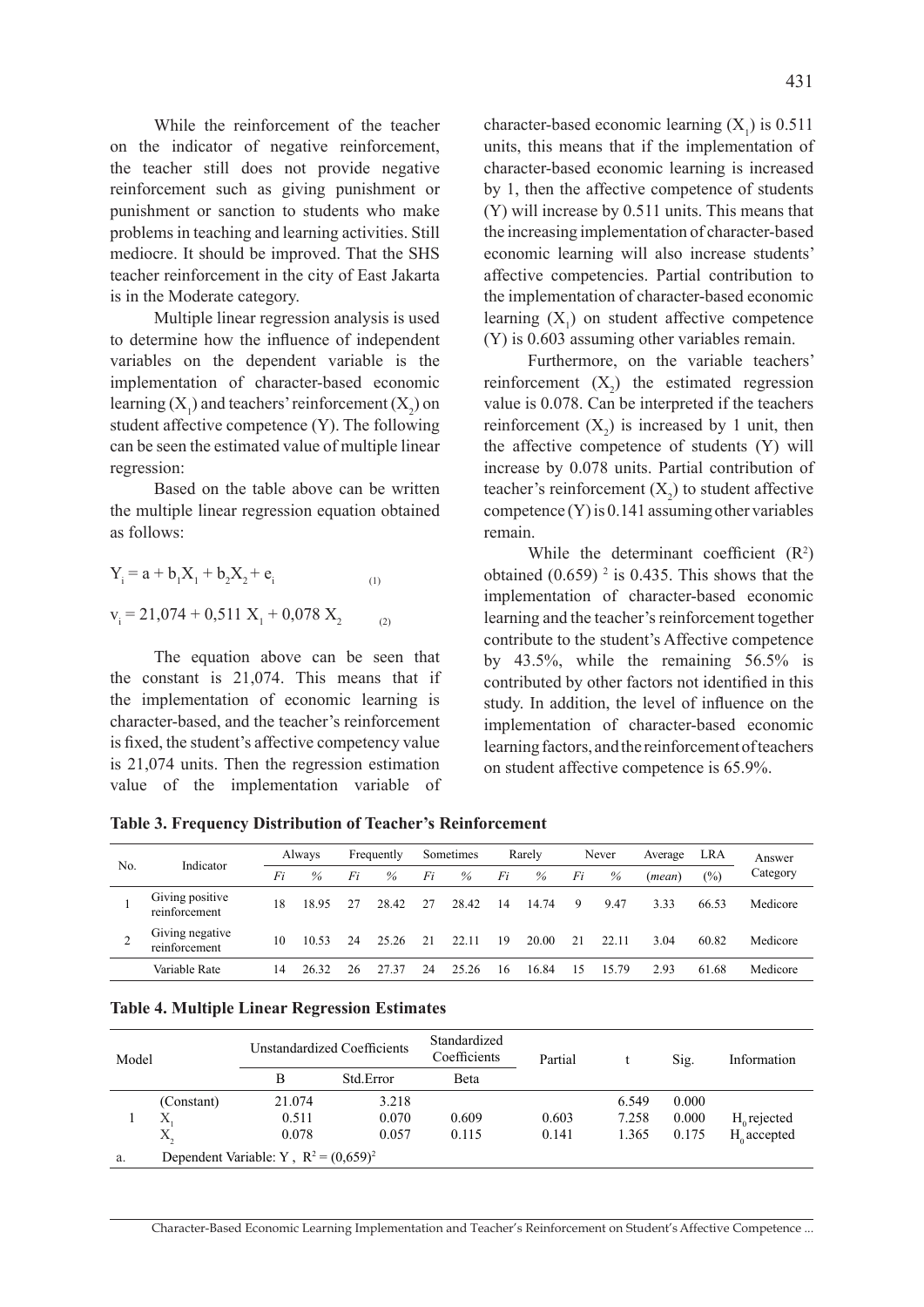While the reinforcement of the teacher on the indicator of negative reinforcement, the teacher still does not provide negative reinforcement such as giving punishment or punishment or sanction to students who make problems in teaching and learning activities. Still mediocre. It should be improved. That the SHS teacher reinforcement in the city of East Jakarta is in the Moderate category.

Multiple linear regression analysis is used to determine how the influence of independent variables on the dependent variable is the implementation of character-based economic learning ($X_1$) and teachers' reinforcement ($X_2$) on student affective competence (Y). The following can be seen the estimated value of multiple linear regression:

Based on the table above can be written the multiple linear regression equation obtained as follows:

$$Y_i = a + b_1X_1 + b_2X_2 + e_i \quad (1)$$

$$v_i = 21{,}074 + 0{,}511\ X_1 + 0{,}078\ X_2 \quad (2)$$

The equation above can be seen that the constant is 21,074. This means that if the implementation of economic learning is character-based, and the teacher's reinforcement is fixed, the student's affective competency value is 21,074 units. Then the regression estimation value of the implementation variable of character-based economic learning ($X_1$) is 0.511 units, this means that if the implementation of character-based economic learning is increased by 1, then the affective competence of students (Y) will increase by 0.511 units. This means that the increasing implementation of character-based economic learning will also increase students' affective competencies. Partial contribution to the implementation of character-based economic learning ($X_1$) on student affective competence (Y) is 0.603 assuming other variables remain.

Furthermore, on the variable teachers' reinforcement ($X_2$) the estimated regression value is 0.078. Can be interpreted if the teachers reinforcement ($X_2$) is increased by 1 unit, then the affective competence of students (Y) will increase by 0.078 units. Partial contribution of teacher's reinforcement ($X_2$) to student affective competence (Y) is 0.141 assuming other variables remain.

While the determinant coefficient ($R^2$) obtained $(0.659)^2$ is 0.435. This shows that the implementation of character-based economic learning and the teacher's reinforcement together contribute to the student's Affective competence by 43.5%, while the remaining 56.5% is contributed by other factors not identified in this study. In addition, the level of influence on the implementation of character-based economic learning factors, and the reinforcement of teachers on student affective competence is 65.9%.

**Table 3. Frequency Distribution of Teacher's Reinforcement**

| No. | Indicator | Always | | Frequently | | Sometimes | | Rarely | | Never | | Average | LRA | Answer Category |
|---|---|---|---|---|---|---|---|---|---|---|---|---|---|---|
| | | *Fi* | *%* | *Fi* | *%* | *Fi* | *%* | *Fi* | *%* | *Fi* | *%* | (*mean*) | (%) | |
| 1 | Giving positive reinforcement | 18 | 18.95 | 27 | 28.42 | 27 | 28.42 | 14 | 14.74 | 9 | 9.47 | 3.33 | 66.53 | Medicore |
| 2 | Giving negative reinforcement | 10 | 10.53 | 24 | 25.26 | 21 | 22.11 | 19 | 20.00 | 21 | 22.11 | 3.04 | 60.82 | Medicore |
| | Variable Rate | 14 | 26.32 | 26 | 27.37 | 24 | 25.26 | 16 | 16.84 | 15 | 15.79 | 2.93 | 61.68 | Medicore |

**Table 4. Multiple Linear Regression Estimates**

| Model | | Unstandardized Coefficients | | Standardized Coefficients | Partial | t | Sig. | Information |
|---|---|---|---|---|---|---|---|---|
| | | B | Std.Error | Beta | | | | |
| 1 | (Constant) | 21.074 | 3.218 | | | 6.549 | 0.000 | |
| | $X_1$ | 0.511 | 0.070 | 0.609 | 0.603 | 7.258 | 0.000 | $H_0$ rejected |
| | $X_2$ | 0.078 | 0.057 | 0.115 | 0.141 | 1.365 | 0.175 | $H_0$ accepted |
| a. | Dependent Variable: Y , $R^2 = (0{,}659)^2$ | | | | | | | |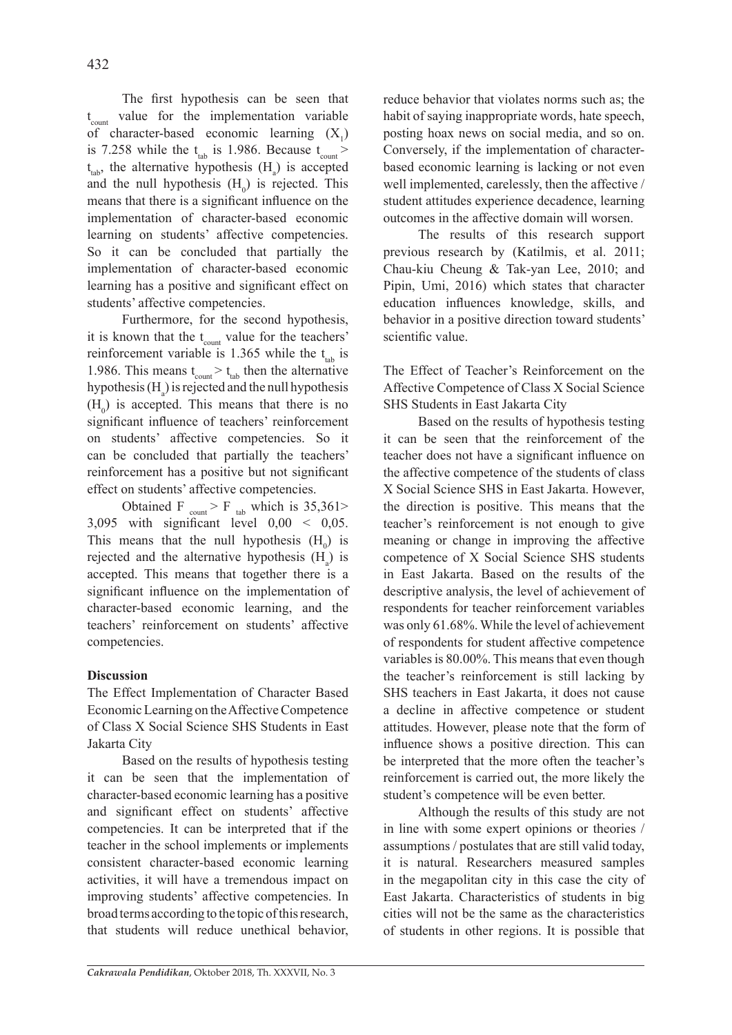The first hypothesis can be seen that $t_{count}$ value for the implementation variable of character-based economic learning ($X_1$) is 7.258 while the $t_{tab}$ is 1.986. Because $t_{count} > t_{tab}$, the alternative hypothesis ($H_a$) is accepted and the null hypothesis ($H_0$) is rejected. This means that there is a significant influence on the implementation of character-based economic learning on students' affective competencies. So it can be concluded that partially the implementation of character-based economic learning has a positive and significant effect on students' affective competencies.

Furthermore, for the second hypothesis, it is known that the $t_{count}$ value for the teachers' reinforcement variable is 1.365 while the $t_{tab}$ is 1.986. This means $t_{count} > t_{tab}$ then the alternative hypothesis ($H_a$) is rejected and the null hypothesis ($H_0$) is accepted. This means that there is no significant influence of teachers' reinforcement on students' affective competencies. So it can be concluded that partially the teachers' reinforcement has a positive but not significant effect on students' affective competencies.

Obtained $F_{count} > F_{tab}$ which is 35,361> 3,095 with significant level 0,00 < 0,05. This means that the null hypothesis ($H_0$) is rejected and the alternative hypothesis ($H_a$) is accepted. This means that together there is a significant influence on the implementation of character-based economic learning, and the teachers' reinforcement on students' affective competencies.

## Discussion

### The Effect Implementation of Character Based Economic Learning on the Affective Competence of Class X Social Science SHS Students in East Jakarta City

Based on the results of hypothesis testing it can be seen that the implementation of character-based economic learning has a positive and significant effect on students' affective competencies. It can be interpreted that if the teacher in the school implements or implements consistent character-based economic learning activities, it will have a tremendous impact on improving students' affective competencies. In broad terms according to the topic of this research, that students will reduce unethical behavior, reduce behavior that violates norms such as; the habit of saying inappropriate words, hate speech, posting hoax news on social media, and so on. Conversely, if the implementation of character-based economic learning is lacking or not even well implemented, carelessly, then the affective / student attitudes experience decadence, learning outcomes in the affective domain will worsen.

The results of this research support previous research by (Katilmis, et al. 2011; Chau-kiu Cheung & Tak-yan Lee, 2010; and Pipin, Umi, 2016) which states that character education influences knowledge, skills, and behavior in a positive direction toward students' scientific value.

### The Effect of Teacher's Reinforcement on the Affective Competence of Class X Social Science SHS Students in East Jakarta City

Based on the results of hypothesis testing it can be seen that the reinforcement of the teacher does not have a significant influence on the affective competence of the students of class X Social Science SHS in East Jakarta. However, the direction is positive. This means that the teacher's reinforcement is not enough to give meaning or change in improving the affective competence of X Social Science SHS students in East Jakarta. Based on the results of the descriptive analysis, the level of achievement of respondents for teacher reinforcement variables was only 61.68%. While the level of achievement of respondents for student affective competence variables is 80.00%. This means that even though the teacher's reinforcement is still lacking by SHS teachers in East Jakarta, it does not cause a decline in affective competence or student attitudes. However, please note that the form of influence shows a positive direction. This can be interpreted that the more often the teacher's reinforcement is carried out, the more likely the student's competence will be even better.

Although the results of this study are not in line with some expert opinions or theories / assumptions / postulates that are still valid today, it is natural. Researchers measured samples in the megapolitan city in this case the city of East Jakarta. Characteristics of students in big cities will not be the same as the characteristics of students in other regions. It is possible that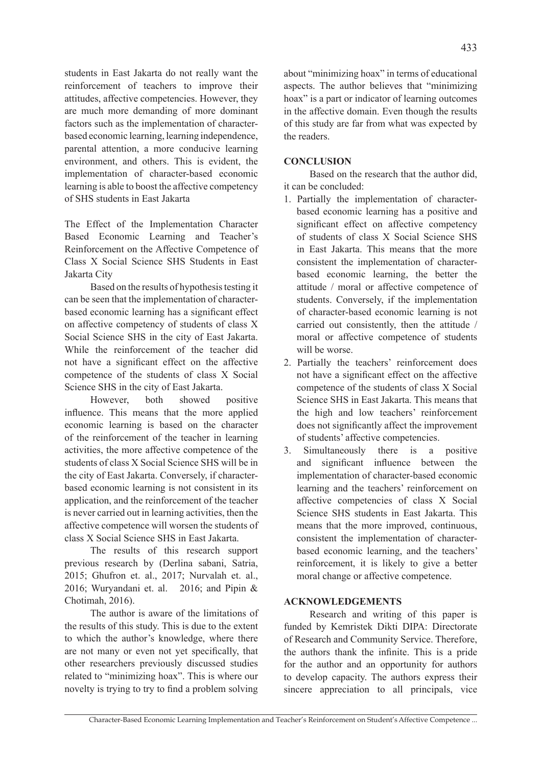students in East Jakarta do not really want the reinforcement of teachers to improve their attitudes, affective competencies. However, they are much more demanding of more dominant factors such as the implementation of character-based economic learning, learning independence, parental attention, a more conducive learning environment, and others. This is evident, the implementation of character-based economic learning is able to boost the affective competency of SHS students in East Jakarta

The Effect of the Implementation Character Based Economic Learning and Teacher's Reinforcement on the Affective Competence of Class X Social Science SHS Students in East Jakarta City

Based on the results of hypothesis testing it can be seen that the implementation of character-based economic learning has a significant effect on affective competency of students of class X Social Science SHS in the city of East Jakarta. While the reinforcement of the teacher did not have a significant effect on the affective competence of the students of class X Social Science SHS in the city of East Jakarta.

However, both showed positive influence. This means that the more applied economic learning is based on the character of the reinforcement of the teacher in learning activities, the more affective competence of the students of class X Social Science SHS will be in the city of East Jakarta. Conversely, if character-based economic learning is not consistent in its application, and the reinforcement of the teacher is never carried out in learning activities, then the affective competence will worsen the students of class X Social Science SHS in East Jakarta.

The results of this research support previous research by (Derlina sabani, Satria, 2015; Ghufron et. al., 2017; Nurvalah et. al., 2016; Wuryandani et. al. 2016; and Pipin & Chotimah, 2016).

The author is aware of the limitations of the results of this study. This is due to the extent to which the author's knowledge, where there are not many or even not yet specifically, that other researchers previously discussed studies related to "minimizing hoax". This is where our novelty is trying to try to find a problem solving about "minimizing hoax" in terms of educational aspects. The author believes that "minimizing hoax" is a part or indicator of learning outcomes in the affective domain. Even though the results of this study are far from what was expected by the readers.

## CONCLUSION

Based on the research that the author did, it can be concluded:

1. Partially the implementation of character-based economic learning has a positive and significant effect on affective competency of students of class X Social Science SHS in East Jakarta. This means that the more consistent the implementation of character-based economic learning, the better the attitude / moral or affective competence of students. Conversely, if the implementation of character-based economic learning is not carried out consistently, then the attitude / moral or affective competence of students will be worse.
2. Partially the teachers' reinforcement does not have a significant effect on the affective competence of the students of class X Social Science SHS in East Jakarta. This means that the high and low teachers' reinforcement does not significantly affect the improvement of students' affective competencies.
3. Simultaneously there is a positive and significant influence between the implementation of character-based economic learning and the teachers' reinforcement on affective competencies of class X Social Science SHS students in East Jakarta. This means that the more improved, continuous, consistent the implementation of character-based economic learning, and the teachers' reinforcement, it is likely to give a better moral change or affective competence.

## ACKNOWLEDGEMENTS

Research and writing of this paper is funded by Kemristek Dikti DIPA: Directorate of Research and Community Service. Therefore, the authors thank the infinite. This is a pride for the author and an opportunity for authors to develop capacity. The authors express their sincere appreciation to all principals, vice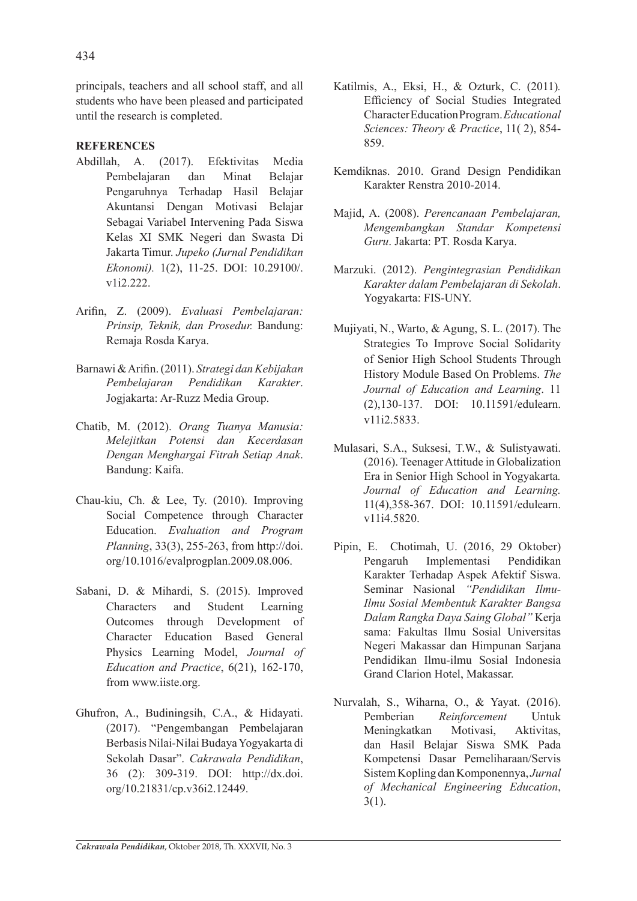principals, teachers and all school staff, and all students who have been pleased and participated until the research is completed.

## REFERENCES

Abdillah, A. (2017). Efektivitas Media Pembelajaran dan Minat Belajar Pengaruhnya Terhadap Hasil Belajar Akuntansi Dengan Motivasi Belajar Sebagai Variabel Intervening Pada Siswa Kelas XI SMK Negeri dan Swasta Di Jakarta Timur. *Jupeko (Jurnal Pendidikan Ekonomi).* 1(2), 11-25. DOI: 10.29100/.v1i2.222.

Arifin, Z. (2009). *Evaluasi Pembelajaran: Prinsip, Teknik, dan Prosedur.* Bandung: Remaja Rosda Karya.

Barnawi & Arifin. (2011). *Strategi dan Kebijakan Pembelajaran Pendidikan Karakter*. Jogjakarta: Ar-Ruzz Media Group.

Chatib, M. (2012). *Orang Tuanya Manusia: Melejitkan Potensi dan Kecerdasan Dengan Menghargai Fitrah Setiap Anak*. Bandung: Kaifa.

Chau-kiu, Ch. & Lee, Ty. (2010). Improving Social Competence through Character Education. *Evaluation and Program Planning*, 33(3), 255-263, from http://doi.org/10.1016/evalprogplan.2009.08.006.

Sabani, D. & Mihardi, S. (2015). Improved Characters and Student Learning Outcomes through Development of Character Education Based General Physics Learning Model, *Journal of Education and Practice*, 6(21), 162-170, from www.iiste.org.

Ghufron, A., Budiningsih, C.A., & Hidayati. (2017). "Pengembangan Pembelajaran Berbasis Nilai-Nilai Budaya Yogyakarta di Sekolah Dasar". *Cakrawala Pendidikan*, 36 (2): 309-319. DOI: http://dx.doi.org/10.21831/cp.v36i2.12449.

Katilmis, A., Eksi, H., & Ozturk, C. (2011). Efficiency of Social Studies Integrated Character Education Program. *Educational Sciences: Theory & Practice*, 11( 2), 854-859.

Kemdiknas. 2010. Grand Design Pendidikan Karakter Renstra 2010-2014.

Majid, A. (2008). *Perencanaan Pembelajaran, Mengembangkan Standar Kompetensi Guru*. Jakarta: PT. Rosda Karya.

Marzuki. (2012). *Pengintegrasian Pendidikan Karakter dalam Pembelajaran di Sekolah*. Yogyakarta: FIS-UNY.

Mujiyati, N., Warto, & Agung, S. L. (2017). The Strategies To Improve Social Solidarity of Senior High School Students Through History Module Based On Problems. *The Journal of Education and Learning*. 11 (2),130-137. DOI: 10.11591/edulearn.v11i2.5833.

Mulasari, S.A., Suksesi, T.W., & Sulistyawati. (2016). Teenager Attitude in Globalization Era in Senior High School in Yogyakarta*. Journal of Education and Learning.* 11(4),358-367. DOI: 10.11591/edulearn.v11i4.5820.

Pipin, E. Chotimah, U. (2016, 29 Oktober) Pengaruh Implementasi Pendidikan Karakter Terhadap Aspek Afektif Siswa. Seminar Nasional *"Pendidikan Ilmu-Ilmu Sosial Membentuk Karakter Bangsa Dalam Rangka Daya Saing Global"* Kerja sama: Fakultas Ilmu Sosial Universitas Negeri Makassar dan Himpunan Sarjana Pendidikan Ilmu-ilmu Sosial Indonesia Grand Clarion Hotel, Makassar.

Nurvalah, S., Wiharna, O., & Yayat. (2016). Pemberian *Reinforcement* Untuk Meningkatkan Motivasi, Aktivitas, dan Hasil Belajar Siswa SMK Pada Kompetensi Dasar Pemeliharaan/Servis Sistem Kopling dan Komponennya, *Jurnal of Mechanical Engineering Education*, 3(1).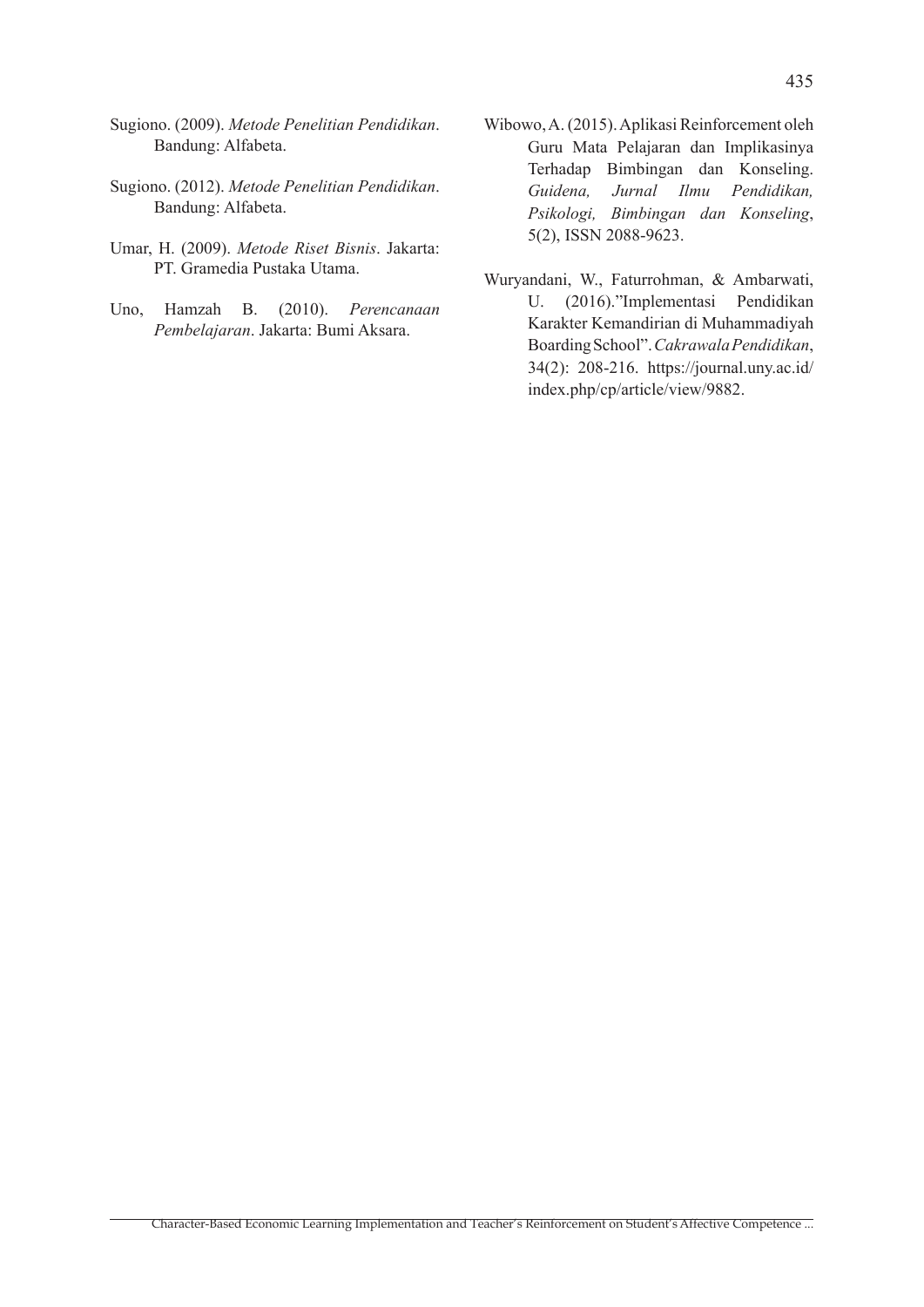Sugiono. (2009). *Metode Penelitian Pendidikan*. Bandung: Alfabeta.

Sugiono. (2012). *Metode Penelitian Pendidikan*. Bandung: Alfabeta.

Umar, H. (2009). *Metode Riset Bisnis*. Jakarta: PT. Gramedia Pustaka Utama.

Uno, Hamzah B. (2010). *Perencanaan Pembelajaran*. Jakarta: Bumi Aksara.

Wibowo, A. (2015). Aplikasi Reinforcement oleh Guru Mata Pelajaran dan Implikasinya Terhadap Bimbingan dan Konseling. *Guidena, Jurnal Ilmu Pendidikan, Psikologi, Bimbingan dan Konseling*, 5(2), ISSN 2088-9623.

Wuryandani, W., Faturrohman, & Ambarwati, U. (2016)."Implementasi Pendidikan Karakter Kemandirian di Muhammadiyah Boarding School". *Cakrawala Pendidikan*, 34(2): 208-216. https://journal.uny.ac.id/index.php/cp/article/view/9882.